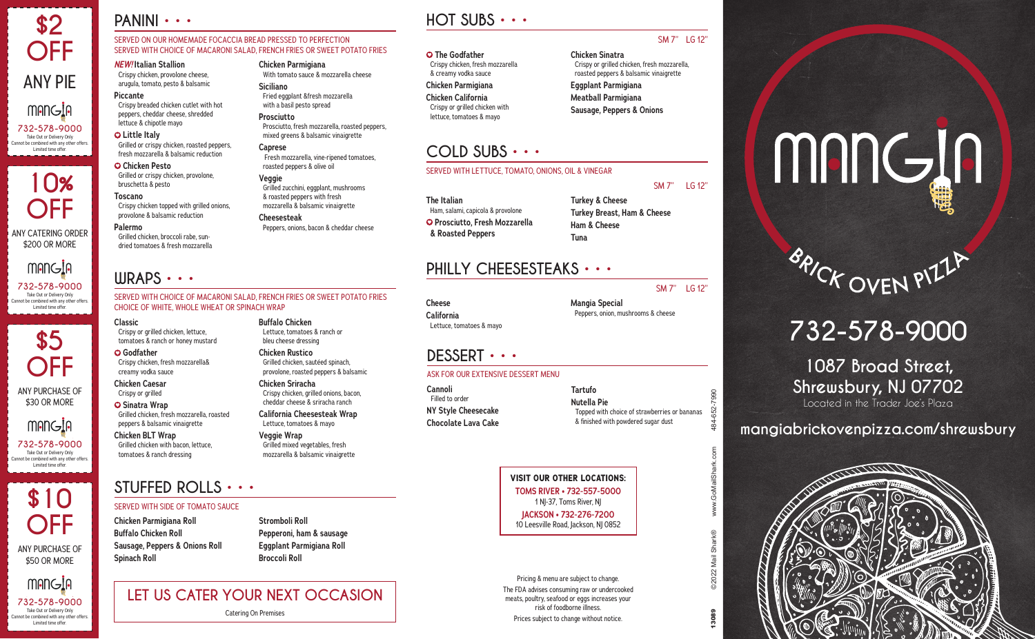# $2 OFF

ANY PIE

MANGIA

732-578-9000

Take Out or Delivery Only
Cannot be combined with any other offers.
Limited time offer.

# 10% OFF

ANY CATERING ORDER $200 OR MORE

MANGIA

732-578-9000

Take Out or Delivery Only
Cannot be combined with any other offers.
Limited time offer.

# $5 OFF

ANY PURCHASE OF $30 OR MORE

MANGIA

732-578-9000

Take Out or Delivery Only
Cannot be combined with any other offers.
Limited time offer.

# $10 OFF

ANY PURCHASE OF $50 OR MORE

MANGIA

732-578-9000

Take Out or Delivery Only
Cannot be combined with any other offers.
Limited time offer.

## PANINI • • •

SERVED ON OUR HOMEMADE FOCACCIA BREAD PRESSED TO PERFECTION
SERVED WITH CHOICE OF MACARONI SALAD, FRENCH FRIES OR SWEET POTATO FRIES

***NEW!*** **Italian Stallion**
Crispy chicken, provolone cheese, arugula, tomato, pesto & balsamic

**Piccante**
Crispy breaded chicken cutlet with hot peppers, cheddar cheese, shredded lettuce & chipotle mayo

**Little Italy**
Grilled or crispy chicken, roasted peppers, fresh mozzarella & balsamic reduction

**Chicken Pesto**
Grilled or crispy chicken, provolone, bruschetta & pesto

**Toscano**
Crispy chicken topped with grilled onions, provolone & balsamic reduction

**Palermo**
Grilled chicken, broccoli rabe, sun-dried tomatoes & fresh mozzarella

**Chicken Parmigiana**
With tomato sauce & mozzarella cheese

**Siciliano**
Fried eggplant &fresh mozzarella with a basil pesto spread

**Prosciutto**
Prosciutto, fresh mozzarella, roasted peppers, mixed greens & balsamic vinaigrette

**Caprese**
Fresh mozzarella, vine-ripened tomatoes, roasted peppers & olive oil

**Veggie**
Grilled zucchini, eggplant, mushrooms & roasted peppers with fresh mozzarella & balsamic vinaigrette

**Cheesesteak**
Peppers, onions, bacon & cheddar cheese

## WRAPS • • •

SERVED WITH CHOICE OF MACARONI SALAD, FRENCH FRIES OR SWEET POTATO FRIES
CHOICE OF WHITE, WHOLE WHEAT OR SPINACH WRAP

**Classic**
Crispy or grilled chicken, lettuce, tomatoes & ranch or honey mustard

**Godfather**
Crispy chicken, fresh mozzarella& creamy vodka sauce

**Chicken Caesar**
Crispy or grilled

**Sinatra Wrap**
Grilled chicken, fresh mozzarella, roasted peppers & balsamic vinaigrette

**Chicken BLT Wrap**
Grilled chicken with bacon, lettuce, tomatoes & ranch dressing

**Buffalo Chicken**
Lettuce, tomatoes & ranch or bleu cheese dressing

**Chicken Rustico**
Grilled chicken, sautéed spinach, provolone, roasted peppers & balsamic

**Chicken Sriracha**
Crispy chicken, grilled onions, bacon, cheddar cheese & sriracha ranch

**California Cheesesteak Wrap**
Lettuce, tomatoes & mayo

**Veggie Wrap**
Grilled mixed vegetables, fresh mozzarella & balsamic vinaigrette

## STUFFED ROLLS • • •

SERVED WITH SIDE OF TOMATO SAUCE

**Chicken Parmigiana Roll**
**Buffalo Chicken Roll**
**Sausage, Peppers & Onions Roll**
**Spinach Roll**
**Stromboli Roll**
**Pepperoni, ham & sausage**
**Eggplant Parmigiana Roll**
**Broccoli Roll**

## LET US CATER YOUR NEXT OCCASION

Catering On Premises

## HOT SUBS • • •

SM 7" LG 12"

**The Godfather**
Crispy chicken, fresh mozzarella & creamy vodka sauce

**Chicken Parmigiana**

**Chicken California**
Crispy or grilled chicken with lettuce, tomatoes & mayo

**Chicken Sinatra**
Crispy or grilled chicken, fresh mozzarella, roasted peppers & balsamic vinaigrette

**Eggplant Parmigiana**
**Meatball Parmigiana**
**Sausage, Peppers & Onions**

## COLD SUBS • • •

SERVED WITH LETTUCE, TOMATO, ONIONS, OIL & VINEGAR

SM 7" LG 12"

**The Italian**
Ham, salami, capicola & provolone

**Prosciutto, Fresh Mozzarella & Roasted Peppers**

**Turkey & Cheese**
**Turkey Breast, Ham & Cheese**
**Ham & Cheese**
**Tuna**

## PHILLY CHEESESTEAKS • • •

SM 7" LG 12"

**Cheese**

**California**
Lettuce, tomatoes & mayo

**Mangia Special**
Peppers, onion, mushrooms & cheese

## DESSERT • • •

ASK FOR OUR EXTENSIVE DESSERT MENU

**Cannoli**
Filled to order

**NY Style Cheesecake**
**Chocolate Lava Cake**
**Tartufo**

**Nutella Pie**
Topped with choice of strawberries or bananas & finished with powdered sugar dust

**VISIT OUR OTHER LOCATIONS:**
**TOMS RIVER • 732-557-5000**
1 NJ-37, Toms River, NJ
**JACKSON • 732-276-7200**
10 Leesville Road, Jackson, NJ 0852

Pricing & menu are subject to change.
The FDA advises consuming raw or undercooked meats, poultry, seafood or eggs increases your risk of foodborne illness.
Prices subject to change without notice.

13089 ©2022 Mail Shark® www.GoMailShark.com 484-652-7990

# MANGIA

BRICK OVEN PIZZA

## 732-578-9000

**1087 Broad Street, Shrewsbury, NJ 07702**
Located in the Trader Joe's Plaza

**mangiabrickovenpizza.com/shrewsbury**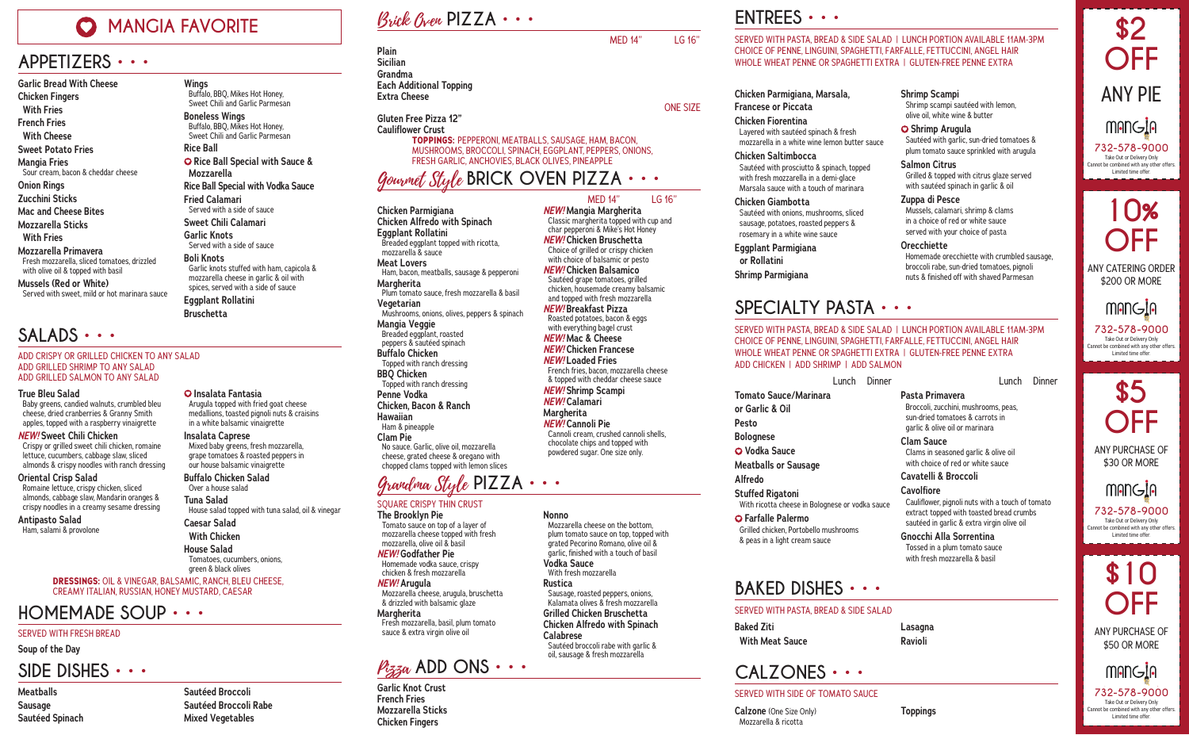## MANGIA FAVORITE

## APPETIZERS • • •

**Garlic Bread With Cheese**
**Chicken Fingers**
**With Fries**
**French Fries**
**With Cheese**
**Sweet Potato Fries**
**Mangia Fries**
Sour cream, bacon & cheddar cheese
**Onion Rings**
**Zucchini Sticks**
**Mac and Cheese Bites**
**Mozzarella Sticks**
**With Fries**
**Mozzarella Primavera**
Fresh mozzarella, sliced tomatoes, drizzled with olive oil & topped with basil
**Mussels (Red or White)**
Served with sweet, mild or hot marinara sauce

**Wings**
Buffalo, BBQ, Mikes Hot Honey, Sweet Chili and Garlic Parmesan
**Boneless Wings**
Buffalo, BBQ, Mikes Hot Honey, Sweet Chili and Garlic Parmesan
**Rice Ball**
**Rice Ball Special with Sauce & Mozzarella**
**Rice Ball Special with Vodka Sauce**
**Fried Calamari**
Served with a side of sauce
**Sweet Chili Calamari**
**Garlic Knots**
Served with a side of sauce
**Boli Knots**
Garlic knots stuffed with ham, capicola & mozzarella cheese in garlic & oil with spices, served with a side of sauce
**Eggplant Rollatini**
**Bruschetta**

## SALADS • • •

ADD CRISPY OR GRILLED CHICKEN TO ANY SALAD
ADD GRILLED SHRIMP TO ANY SALAD
ADD GRILLED SALMON TO ANY SALAD

**True Bleu Salad**
Baby greens, candied walnuts, crumbled bleu cheese, dried cranberries & Granny Smith apples, topped with a raspberry vinaigrette
***NEW!* Sweet Chili Chicken**
Crispy or grilled sweet chili chicken, romaine lettuce, cucumbers, cabbage slaw, sliced almonds & crispy noodles with ranch dressing
**Oriental Crisp Salad**
Romaine lettuce, crispy chicken, sliced almonds, cabbage slaw, Mandarin oranges & crispy noodles in a creamy sesame dressing
**Antipasto Salad**
Ham, salami & provolone

**Insalata Fantasia**
Arugula topped with fried goat cheese medallions, toasted pignoli nuts & craisins in a white balsamic vinaigrette
**Insalata Caprese**
Mixed baby greens, fresh mozzarella, grape tomatoes & roasted peppers in our house balsamic vinaigrette
**Buffalo Chicken Salad**
Over a house salad
**Tuna Salad**
House salad topped with tuna salad, oil & vinegar
**Caesar Salad**
**With Chicken**
**House Salad**
Tomatoes, cucumbers, onions, green & black olives

**DRESSINGS:** OIL & VINEGAR, BALSAMIC, RANCH, BLEU CHEESE, CREAMY ITALIAN, RUSSIAN, HONEY MUSTARD, CAESAR

## HOMEMADE SOUP • • •

SERVED WITH FRESH BREAD

**Soup of the Day**

## SIDE DISHES • • •

**Meatballs**
**Sausage**
**Sautéed Spinach**
**Sautéed Broccoli**
**Sautéed Broccoli Rabe**
**Mixed Vegetables**

## *Brick Oven* PIZZA • • •

MED 14" | LG 16"

**Plain**
**Sicilian**
**Grandma**
**Each Additional Topping**
**Extra Cheese**

ONE SIZE

**Gluten Free Pizza 12"**
**Cauliflower Crust**

**TOPPINGS:** PEPPERONI, MEATBALLS, SAUSAGE, HAM, BACON, MUSHROOMS, BROCCOLI, SPINACH, EGGPLANT, PEPPERS, ONIONS, FRESH GARLIC, ANCHOVIES, BLACK OLIVES, PINEAPPLE

## *Gourmet Style* BRICK OVEN PIZZA • • •

MED 14" | LG 16"

**Chicken Parmigiana**
**Chicken Alfredo with Spinach**
**Eggplant Rollatini**
Breaded eggplant topped with ricotta, mozzarella & sauce
**Meat Lovers**
Ham, bacon, meatballs, sausage & pepperoni
**Margherita**
Plum tomato sauce, fresh mozzarella & basil
**Vegetarian**
Mushrooms, onions, olives, peppers & spinach
**Mangia Veggie**
Breaded eggplant, roasted peppers & sautéed spinach
**Buffalo Chicken**
Topped with ranch dressing
**BBQ Chicken**
Topped with ranch dressing
**Penne Vodka**
**Chicken, Bacon & Ranch**
**Hawaiian**
Ham & pineapple
**Clam Pie**
No sauce. Garlic, olive oil, mozzarella cheese, grated cheese & oregano with chopped clams topped with lemon slices

***NEW!* Mangia Margherita**
Classic margherita topped with cup and char pepperoni & Mike's Hot Honey
***NEW!* Chicken Bruschetta**
Choice of grilled or crispy chicken with choice of balsamic or pesto
***NEW!* Chicken Balsamico**
Sautéed grape tomatoes, grilled chicken, housemade creamy balsamic and topped with fresh mozzarella
***NEW!* Breakfast Pizza**
Roasted potatoes, bacon & eggs with everything bagel crust
***NEW!* Mac & Cheese**
***NEW!* Chicken Francese**
***NEW!* Loaded Fries**
French fries, bacon, mozzarella cheese & topped with cheddar cheese sauce
***NEW!* Shrimp Scampi**
***NEW!* Calamari**
**Margherita**
***NEW!* Cannoli Pie**
Cannoli cream, crushed cannoli shells, chocolate chips and topped with powdered sugar. One size only.

## *Grandma Style* PIZZA • • •

SQUARE CRISPY THIN CRUST

**The Brooklyn Pie**
Tomato sauce on top of a layer of mozzarella cheese topped with fresh mozzarella, olive oil & basil
***NEW!* Godfather Pie**
Homemade vodka sauce, crispy chicken & fresh mozzarella
***NEW!* Arugula**
Mozzarella cheese, arugula, bruschetta & drizzled with balsamic glaze
**Margherita**
Fresh mozzarella, basil, plum tomato sauce & extra virgin olive oil

**Nonno**
Mozzarella cheese on the bottom, plum tomato sauce on top, topped with grated Pecorino Romano, olive oil & garlic, finished with a touch of basil
**Vodka Sauce**
With fresh mozzarella
**Rustica**
Sausage, roasted peppers, onions, Kalamata olives & fresh mozzarella
**Grilled Chicken Bruschetta**
**Chicken Alfredo with Spinach**
**Calabrese**
Sautéed broccoli rabe with garlic & oil, sausage & fresh mozzarella

## *Pizza* ADD ONS • • •

**Garlic Knot Crust**
**French Fries**
**Mozzarella Sticks**
**Chicken Fingers**

## ENTREES • • •

SERVED WITH PASTA, BREAD & SIDE SALAD | LUNCH PORTION AVAILABLE 11AM-3PM
CHOICE OF PENNE, LINGUINI, SPAGHETTI, FARFALLE, FETTUCCINI, ANGEL HAIR
WHOLE WHEAT PENNE OR SPAGHETTI EXTRA | GLUTEN-FREE PENNE EXTRA

**Chicken Parmigiana, Marsala, Francese or Piccata**
**Chicken Fiorentina**
Layered with sautéed spinach & fresh mozzarella in a white wine lemon butter sauce
**Chicken Saltimbocca**
Sautéed with prosciutto & spinach, topped with fresh mozzarella in a demi-glace Marsala sauce with a touch of marinara
**Chicken Giambotta**
Sautéed with onions, mushrooms, sliced sausage, potatoes, roasted peppers & rosemary in a white wine sauce
**Eggplant Parmigiana or Rollatini**
**Shrimp Parmigiana**

**Shrimp Scampi**
Shrimp scampi sautéed with lemon, olive oil, white wine & butter
**Shrimp Arugula**
Sautéed with garlic, sun-dried tomatoes & plum tomato sauce sprinkled with arugula
**Salmon Citrus**
Grilled & topped with citrus glaze served with sautéed spinach in garlic & oil
**Zuppa di Pesce**
Mussels, calamari, shrimp & clams in a choice of red or white sauce served with your choice of pasta
**Orecchiette**
Homemade orecchiette with crumbled sausage, broccoli rabe, sun-dried tomatoes, pignoli nuts & finished off with shaved Parmesan

## SPECIALTY PASTA • • •

SERVED WITH PASTA, BREAD & SIDE SALAD | LUNCH PORTION AVAILABLE 11AM-3PM
CHOICE OF PENNE, LINGUINI, SPAGHETTI, FARFALLE, FETTUCCINI, ANGEL HAIR
WHOLE WHEAT PENNE OR SPAGHETTI EXTRA | GLUTEN-FREE PENNE EXTRA
ADD CHICKEN | ADD SHRIMP | ADD SALMON

Lunch | Dinner

**Tomato Sauce/Marinara or Garlic & Oil**
**Pesto**
**Bolognese**
**Vodka Sauce**
**Meatballs or Sausage**
**Alfredo**
**Stuffed Rigatoni**
With ricotta cheese in Bolognese or vodka sauce
**Farfalle Palermo**
Grilled chicken, Portobello mushrooms & peas in a light cream sauce

Lunch | Dinner

**Pasta Primavera**
Broccoli, zucchini, mushrooms, peas, sun-dried tomatoes & carrots in garlic & olive oil or marinara
**Clam Sauce**
Clams in seasoned garlic & olive oil with choice of red or white sauce
**Cavatelli & Broccoli**
**Cavolfiore**
Cauliflower, pignoli nuts with a touch of tomato extract topped with toasted bread crumbs sautéed in garlic & extra virgin olive oil
**Gnocchi Alla Sorrentina**
Tossed in a plum tomato sauce with fresh mozzarella & basil

## BAKED DISHES • • •

SERVED WITH PASTA, BREAD & SIDE SALAD

**Baked Ziti**
**With Meat Sauce**
**Lasagna**
**Ravioli**

## CALZONES • • •

SERVED WITH SIDE OF TOMATO SAUCE

**Calzone** (One Size Only)
Mozzarella & ricotta
**Toppings**

---

**$2 OFF**
ANY PIE
MANGIA
732-578-9000
Take Out or Delivery Only
Cannot be combined with any other offers.
Limited time offer

**10% OFF**
ANY CATERING ORDER $200 OR MORE
MANGIA
732-578-9000
Take Out or Delivery Only
Cannot be combined with any other offers.
Limited time offer

**$5 OFF**
ANY PURCHASE OF $30 OR MORE
MANGIA
732-578-9000
Take Out or Delivery Only
Cannot be combined with any other offers.
Limited time offer

**$10 OFF**
ANY PURCHASE OF $50 OR MORE
MANGIA
732-578-9000
Take Out or Delivery Only
Cannot be combined with any other offers.
Limited time offer